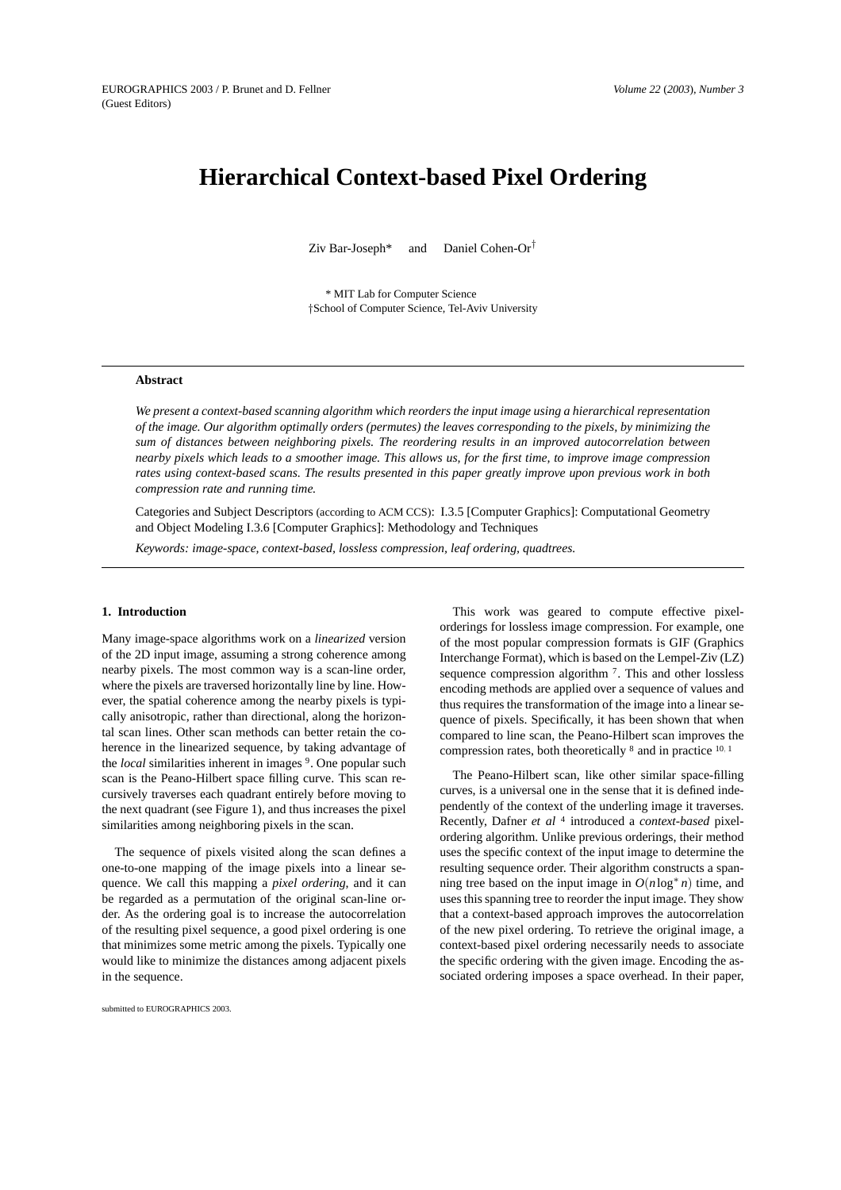# Hierarchical Context-based Pixel Ordering

Ziv Bar-Joseph* and Daniel Cohen-Or†

\* MIT Lab for Computer Science
†School of Computer Science, Tel-Aviv University

**Abstract**

*We present a context-based scanning algorithm which reorders the input image using a hierarchical representation of the image. Our algorithm optimally orders (permutes) the leaves corresponding to the pixels, by minimizing the sum of distances between neighboring pixels. The reordering results in an improved autocorrelation between nearby pixels which leads to a smoother image. This allows us, for the first time, to improve image compression rates using context-based scans. The results presented in this paper greatly improve upon previous work in both compression rate and running time.*

Categories and Subject Descriptors (according to ACM CCS): I.3.5 [Computer Graphics]: Computational Geometry and Object Modeling I.3.6 [Computer Graphics]: Methodology and Techniques

*Keywords: image-space, context-based, lossless compression, leaf ordering, quadtrees.*

## 1. Introduction

Many image-space algorithms work on a *linearized* version of the 2D input image, assuming a strong coherence among nearby pixels. The most common way is a scan-line order, where the pixels are traversed horizontally line by line. However, the spatial coherence among the nearby pixels is typically anisotropic, rather than directional, along the horizontal scan lines. Other scan methods can better retain the coherence in the linearized sequence, by taking advantage of the *local* similarities inherent in images [9]. One popular such scan is the Peano-Hilbert space filling curve. This scan recursively traverses each quadrant entirely before moving to the next quadrant (see Figure 1), and thus increases the pixel similarities among neighboring pixels in the scan.

The sequence of pixels visited along the scan defines a one-to-one mapping of the image pixels into a linear sequence. We call this mapping a *pixel ordering*, and it can be regarded as a permutation of the original scan-line order. As the ordering goal is to increase the autocorrelation of the resulting pixel sequence, a good pixel ordering is one that minimizes some metric among the pixels. Typically one would like to minimize the distances among adjacent pixels in the sequence.

This work was geared to compute effective pixel-orderings for lossless image compression. For example, one of the most popular compression formats is GIF (Graphics Interchange Format), which is based on the Lempel-Ziv (LZ) sequence compression algorithm [7]. This and other lossless encoding methods are applied over a sequence of values and thus requires the transformation of the image into a linear sequence of pixels. Specifically, it has been shown that when compared to line scan, the Peano-Hilbert scan improves the compression rates, both theoretically [8] and in practice [10, 1]

The Peano-Hilbert scan, like other similar space-filling curves, is a universal one in the sense that it is defined independently of the context of the underling image it traverses. Recently, Dafner *et al* [4] introduced a *context-based* pixel-ordering algorithm. Unlike previous orderings, their method uses the specific context of the input image to determine the resulting sequence order. Their algorithm constructs a spanning tree based on the input image in $O(n \log^* n)$ time, and uses this spanning tree to reorder the input image. They show that a context-based approach improves the autocorrelation of the new pixel ordering. To retrieve the original image, a context-based pixel ordering necessarily needs to associate the specific ordering with the given image. Encoding the associated ordering imposes a space overhead. In their paper,

submitted to EUROGRAPHICS 2003.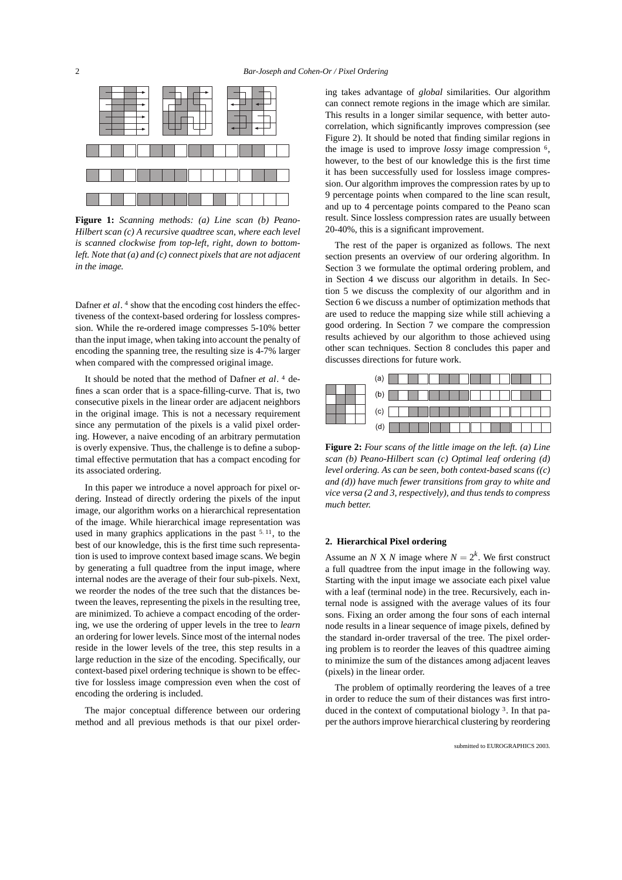**Figure 1:** *Scanning methods: (a) Line scan (b) Peano-Hilbert scan (c) A recursive quadtree scan, where each level is scanned clockwise from top-left, right, down to bottom-left. Note that (a) and (c) connect pixels that are not adjacent in the image.*

Dafner *et al*. [4] show that the encoding cost hinders the effectiveness of the context-based ordering for lossless compression. While the re-ordered image compresses 5-10% better than the input image, when taking into account the penalty of encoding the spanning tree, the resulting size is 4-7% larger when compared with the compressed original image.

It should be noted that the method of Dafner *et al*. [4] defines a scan order that is a space-filling-curve. That is, two consecutive pixels in the linear order are adjacent neighbors in the original image. This is not a necessary requirement since any permutation of the pixels is a valid pixel ordering. However, a naive encoding of an arbitrary permutation is overly expensive. Thus, the challenge is to define a suboptimal effective permutation that has a compact encoding for its associated ordering.

In this paper we introduce a novel approach for pixel ordering. Instead of directly ordering the pixels of the input image, our algorithm works on a hierarchical representation of the image. While hierarchical image representation was used in many graphics applications in the past [5,11], to the best of our knowledge, this is the first time such representation is used to improve context based image scans. We begin by generating a full quadtree from the input image, where internal nodes are the average of their four sub-pixels. Next, we reorder the nodes of the tree such that the distances between the leaves, representing the pixels in the resulting tree, are minimized. To achieve a compact encoding of the ordering, we use the ordering of upper levels in the tree to *learn* an ordering for lower levels. Since most of the internal nodes reside in the lower levels of the tree, this step results in a large reduction in the size of the encoding. Specifically, our context-based pixel ordering technique is shown to be effective for lossless image compression even when the cost of encoding the ordering is included.

The major conceptual difference between our ordering method and all previous methods is that our pixel ordering takes advantage of *global* similarities. Our algorithm can connect remote regions in the image which are similar. This results in a longer similar sequence, with better autocorrelation, which significantly improves compression (see Figure 2). It should be noted that finding similar regions in the image is used to improve *lossy* image compression [6], however, to the best of our knowledge this is the first time it has been successfully used for lossless image compression. Our algorithm improves the compression rates by up to 9 percentage points when compared to the line scan result, and up to 4 percentage points compared to the Peano scan result. Since lossless compression rates are usually between 20-40%, this is a significant improvement.

The rest of the paper is organized as follows. The next section presents an overview of our ordering algorithm. In Section 3 we formulate the optimal ordering problem, and in Section 4 we discuss our algorithm in details. In Section 5 we discuss the complexity of our algorithm and in Section 6 we discuss a number of optimization methods that are used to reduce the mapping size while still achieving a good ordering. In Section 7 we compare the compression results achieved by our algorithm to those achieved using other scan techniques. Section 8 concludes this paper and discusses directions for future work.

**Figure 2:** *Four scans of the little image on the left. (a) Line scan (b) Peano-Hilbert scan (c) Optimal leaf ordering (d) level ordering. As can be seen, both context-based scans ((c) and (d)) have much fewer transitions from gray to white and vice versa (2 and 3, respectively), and thus tends to compress much better.*

## 2. Hierarchical Pixel ordering

Assume an $N$ X $N$ image where $N = 2^k$. We first construct a full quadtree from the input image in the following way. Starting with the input image we associate each pixel value with a leaf (terminal node) in the tree. Recursively, each internal node is assigned with the average values of its four sons. Fixing an order among the four sons of each internal node results in a linear sequence of image pixels, defined by the standard in-order traversal of the tree. The pixel ordering problem is to reorder the leaves of this quadtree aiming to minimize the sum of the distances among adjacent leaves (pixels) in the linear order.

The problem of optimally reordering the leaves of a tree in order to reduce the sum of their distances was first introduced in the context of computational biology [3]. In that paper the authors improve hierarchical clustering by reordering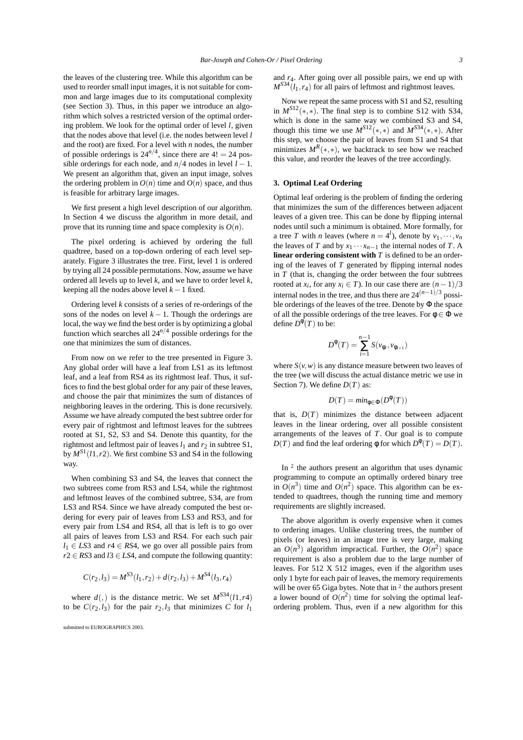the leaves of the clustering tree. While this algorithm can be used to reorder small input images, it is not suitable for common and large images due to its computational complexity (see Section 3). Thus, in this paper we introduce an algorithm which solves a restricted version of the optimal ordering problem. We look for the optimal order of level $l$, given that the nodes above that level (i.e. the nodes between level $l$ and the root) are fixed. For a level with $n$ nodes, the number of possible orderings is $24^{n/4}$, since there are $4! = 24$ possible orderings for each node, and $n/4$ nodes in level $l-1$. We present an algorithm that, given an input image, solves the ordering problem in $O(n)$ time and $O(n)$ space, and thus is feasible for arbitrary large images.

We first present a high level description of our algorithm. In Section 4 we discuss the algorithm in more detail, and prove that its running time and space complexity is $O(n)$.

The pixel ordering is achieved by ordering the full quadtree, based on a top-down ordering of each level separately. Figure 3 illustrates the tree. First, level 1 is ordered by trying all 24 possible permutations. Now, assume we have ordered all levels up to level $k$, and we have to order level $k$, keeping all the nodes above level $k-1$ fixed.

Ordering level $k$ consists of a series of re-orderings of the sons of the nodes on level $k-1$. Though the orderings are local, the way we find the best order is by optimizing a global function which searches all $24^{n/4}$ possible orderings for the one that minimizes the sum of distances.

From now on we refer to the tree presented in Figure 3. Any global order will have a leaf from LS1 as its leftmost leaf, and a leaf from RS4 as its rightmost leaf. Thus, it suffices to find the best global order for any pair of these leaves, and choose the pair that minimizes the sum of distances of neighboring leaves in the ordering. This is done recursively. Assume we have already computed the best subtree order for every pair of rightmost and leftmost leaves for the subtrees rooted at S1, S2, S3 and S4. Denote this quantity, for the rightmost and leftmost pair of leaves $l_1$ and $r_2$ in subtree S1, by $M^{S1}(l1, r2)$. We first combine S3 and S4 in the following way.

When combining S3 and S4, the leaves that connect the two subtrees come from RS3 and LS4, while the rightmost and leftmost leaves of the combined subtree, S34, are from LS3 and RS4. Since we have already computed the best ordering for every pair of leaves from LS3 and RS3, and for every pair from LS4 and RS4, all that is left is to go over all pairs of leaves from LS3 and RS4. For each such pair $l_1 \in LS3$ and $r4 \in RS4$, we go over all possible pairs from $r2 \in RS3$ and $l3 \in LS4$, and compute the following quantity:

$$C(r_2, l_3) = M^{S3}(l_1, r_2) + d(r_2, l_3) + M^{S4}(l_3, r_4)$$

where $d(,)$ is the distance metric. We set $M^{S34}(l1, r4)$ to be $C(r_2, l_3)$ for the pair $r_2, l_3$ that minimizes $C$ for $l_1$ and $r_4$. After going over all possible pairs, we end up with $M^{S34}(l_1, r_4)$ for all pairs of leftmost and rightmost leaves.

Now we repeat the same process with S1 and S2, resulting in $M^{S12}(*,*)$. The final step is to combine S12 with S34, which is done in the same way we combined S3 and S4, though this time we use $M^{S12}(*,*)$ and $M^{S34}(*,*)$. After this step, we choose the pair of leaves from S1 and S4 that minimizes $M^{R}(*,*)$, we backtrack to see how we reached this value, and reorder the leaves of the tree accordingly.

## 3. Optimal Leaf Ordering

Optimal leaf ordering is the problem of finding the ordering that minimizes the sum of the differences between adjacent leaves of a given tree. This can be done by flipping internal nodes until such a minimum is obtained. More formally, for a tree $T$ with $n$ leaves (where $n = 4^l$), denote by $v_1, \cdots, v_n$ the leaves of $T$ and by $x_1 \cdots x_{n-1}$ the internal nodes of $T$. A **linear ordering consistent with** $T$ is defined to be an ordering of the leaves of $T$ generated by flipping internal nodes in $T$ (that is, changing the order between the four subtrees rooted at $x_i$, for any $x_i \in T$). In our case there are $(n-1)/3$ internal nodes in the tree, and thus there are $24^{(n-1)/3}$ possible orderings of the leaves of the tree. Denote by $\Phi$ the space of all the possible orderings of the tree leaves. For $\phi \in \Phi$ we define $D^{\phi}(T)$ to be:

$$D^{\phi}(T) = \sum_{i=1}^{n-1} S(v_{\phi_i}, v_{\phi_{i+1}})$$

where $S(v, w)$ is any distance measure between two leaves of the tree (we will discuss the actual distance metric we use in Section 7). We define $D(T)$ as:

$$D(T) = min_{\phi \in \Phi}(D^{\phi}(T))$$

that is, $D(T)$ minimizes the distance between adjacent leaves in the linear ordering, over all possible consistent arrangements of the leaves of $T$. Our goal is to compute $D(T)$ and find the leaf ordering $\phi$ for which $D^{\phi}(T) = D(T)$.

In [2] the authors present an algorithm that uses dynamic programming to compute an optimally ordered binary tree in $O(n^3)$ time and $O(n^2)$ space. This algorithm can be extended to quadtrees, though the running time and memory requirements are slightly increased.

The above algorithm is overly expensive when it comes to ordering images. Unlike clustering trees, the number of pixels (or leaves) in an image tree is very large, making an $O(n^3)$ algorithm impractical. Further, the $O(n^2)$ space requirement is also a problem due to the large number of leaves. For 512 X 512 images, even if the algorithm uses only 1 byte for each pair of leaves, the memory requirements will be over 65 Giga bytes. Note that in [2] the authors present a lower bound of $O(n^2)$ time for solving the optimal leaf-ordering problem. Thus, even if a new algorithm for this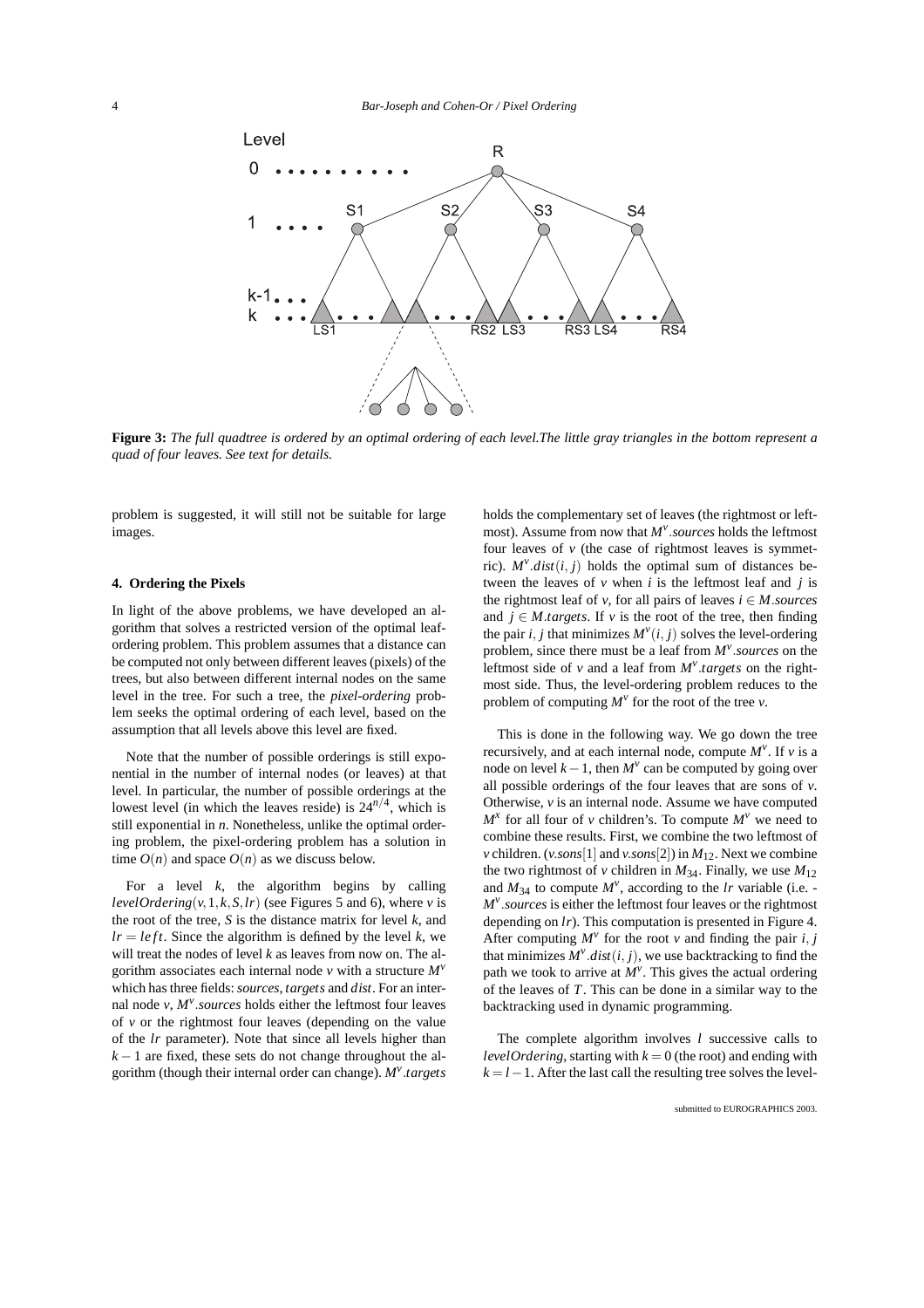**Figure 3:** *The full quadtree is ordered by an optimal ordering of each level. The little gray triangles in the bottom represent a quad of four leaves. See text for details.*

problem is suggested, it will still not be suitable for large images.

## 4. Ordering the Pixels

In light of the above problems, we have developed an algorithm that solves a restricted version of the optimal leaf-ordering problem. This problem assumes that a distance can be computed not only between different leaves (pixels) of the trees, but also between different internal nodes on the same level in the tree. For such a tree, the *pixel-ordering* problem seeks the optimal ordering of each level, based on the assumption that all levels above this level are fixed.

Note that the number of possible orderings is still exponential in the number of internal nodes (or leaves) at that level. In particular, the number of possible orderings at the lowest level (in which the leaves reside) is $24^{n/4}$, which is still exponential in $n$. Nonetheless, unlike the optimal ordering problem, the pixel-ordering problem has a solution in time $O(n)$ and space $O(n)$ as we discuss below.

For a level $k$, the algorithm begins by calling $levelOrdering(v, 1, k, S, lr)$ (see Figures 5 and 6), where $v$ is the root of the tree, $S$ is the distance matrix for level $k$, and $lr = left$. Since the algorithm is defined by the level $k$, we will treat the nodes of level $k$ as leaves from now on. The algorithm associates each internal node $v$ with a structure $M^v$ which has three fields: *sources*, *targets* and *dist*. For an internal node $v$, $M^v.sources$ holds either the leftmost four leaves of $v$ or the rightmost four leaves (depending on the value of the $lr$ parameter). Note that since all levels higher than $k-1$ are fixed, these sets do not change throughout the algorithm (though their internal order can change). $M^v.targets$ holds the complementary set of leaves (the rightmost or leftmost). Assume from now that $M^v.sources$ holds the leftmost four leaves of $v$ (the case of rightmost leaves is symmetric). $M^v.dist(i, j)$ holds the optimal sum of distances between the leaves of $v$ when $i$ is the leftmost leaf and $j$ is the rightmost leaf of $v$, for all pairs of leaves $i \in M.sources$ and $j \in M.targets$. If $v$ is the root of the tree, then finding the pair $i, j$ that minimizes $M^v(i, j)$ solves the level-ordering problem, since there must be a leaf from $M^v.sources$ on the leftmost side of $v$ and a leaf from $M^v.targets$ on the rightmost side. Thus, the level-ordering problem reduces to the problem of computing $M^v$ for the root of the tree $v$.

This is done in the following way. We go down the tree recursively, and at each internal node, compute $M^v$. If $v$ is a node on level $k-1$, then $M^v$ can be computed by going over all possible orderings of the four leaves that are sons of $v$. Otherwise, $v$ is an internal node. Assume we have computed $M^x$ for all four of $v$ children's. To compute $M^v$ we need to combine these results. First, we combine the two leftmost of $v$ children. ($v.sons[1]$ and $v.sons[2]$) in $M_{12}$. Next we combine the two rightmost of $v$ children in $M_{34}$. Finally, we use $M_{12}$ and $M_{34}$ to compute $M^v$, according to the $lr$ variable (i.e. - $M^v.sources$ is either the leftmost four leaves or the rightmost depending on $lr$). This computation is presented in Figure 4. After computing $M^v$ for the root $v$ and finding the pair $i, j$ that minimizes $M^v.dist(i, j)$, we use backtracking to find the path we took to arrive at $M^v$. This gives the actual ordering of the leaves of $T$. This can be done in a similar way to the backtracking used in dynamic programming.

The complete algorithm involves $l$ successive calls to *levelOrdering*, starting with $k = 0$ (the root) and ending with $k = l-1$. After the last call the resulting tree solves the level-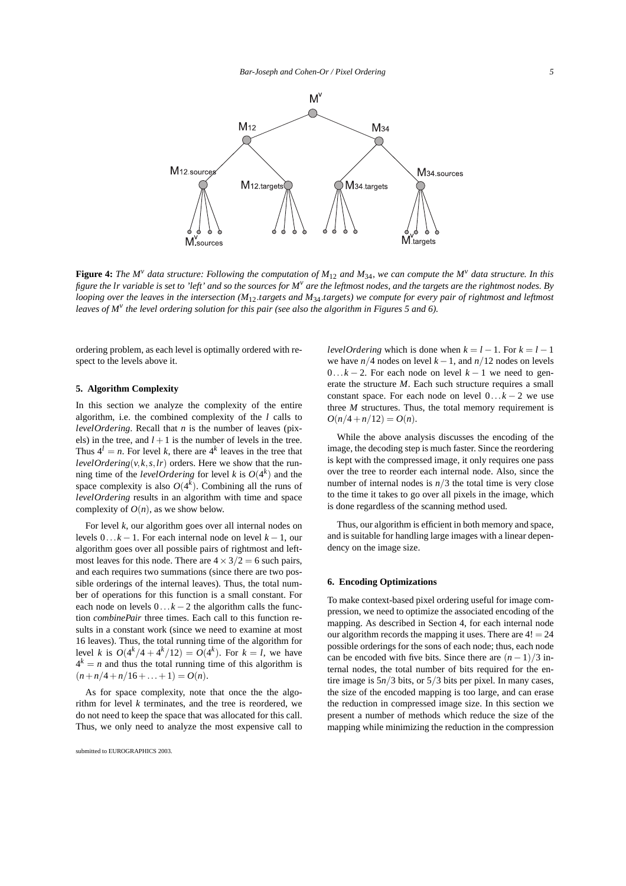**Figure 4:** *The $M^v$ data structure: Following the computation of $M_{12}$ and $M_{34}$, we can compute the $M^v$ data structure. In this figure the lr variable is set to 'left' and so the sources for $M^v$ are the leftmost nodes, and the targets are the rightmost nodes. By looping over the leaves in the intersection ($M_{12}$.targets and $M_{34}$.targets) we compute for every pair of rightmost and leftmost leaves of $M^v$ the level ordering solution for this pair (see also the algorithm in Figures 5 and 6).*

ordering problem, as each level is optimally ordered with respect to the levels above it.

## 5. Algorithm Complexity

In this section we analyze the complexity of the entire algorithm, i.e. the combined complexity of the $l$ calls to *levelOrdering*. Recall that $n$ is the number of leaves (pixels) in the tree, and $l+1$ is the number of levels in the tree. Thus $4^l = n$. For level $k$, there are $4^k$ leaves in the tree that *levelOrdering*$(v,k,s,lr)$ orders. Here we show that the running time of the *levelOrdering* for level $k$ is $O(4^k)$ and the space complexity is also $O(4^k)$. Combining all the runs of *levelOrdering* results in an algorithm with time and space complexity of $O(n)$, as we show below.

For level $k$, our algorithm goes over all internal nodes on levels $0 \ldots k-1$. For each internal node on level $k-1$, our algorithm goes over all possible pairs of rightmost and leftmost leaves for this node. There are $4 \times 3/2 = 6$ such pairs, and each requires two summations (since there are two possible orderings of the internal leaves). Thus, the total number of operations for this function is a small constant. For each node on levels $0 \ldots k-2$ the algorithm calls the function *combinePair* three times. Each call to this function results in a constant work (since we need to examine at most 16 leaves). Thus, the total running time of the algorithm for level $k$ is $O(4^k/4 + 4^k/12) = O(4^k)$. For $k = l$, we have $4^k = n$ and thus the total running time of this algorithm is $(n + n/4 + n/16 + \ldots + 1) = O(n)$.

As for space complexity, note that once the the algorithm for level $k$ terminates, and the tree is reordered, we do not need to keep the space that was allocated for this call. Thus, we only need to analyze the most expensive call to *levelOrdering* which is done when $k = l-1$. For $k = l-1$ we have $n/4$ nodes on level $k-1$, and $n/12$ nodes on levels $0 \ldots k-2$. For each node on level $k-1$ we need to generate the structure $M$. Each such structure requires a small constant space. For each node on level $0 \ldots k-2$ we use three $M$ structures. Thus, the total memory requirement is $O(n/4 + n/12) = O(n)$.

While the above analysis discusses the encoding of the image, the decoding step is much faster. Since the reordering is kept with the compressed image, it only requires one pass over the tree to reorder each internal node. Also, since the number of internal nodes is $n/3$ the total time is very close to the time it takes to go over all pixels in the image, which is done regardless of the scanning method used.

Thus, our algorithm is efficient in both memory and space, and is suitable for handling large images with a linear dependency on the image size.

## 6. Encoding Optimizations

To make context-based pixel ordering useful for image compression, we need to optimize the associated encoding of the mapping. As described in Section 4, for each internal node our algorithm records the mapping it uses. There are $4! = 24$ possible orderings for the sons of each node; thus, each node can be encoded with five bits. Since there are $(n-1)/3$ internal nodes, the total number of bits required for the entire image is $5n/3$ bits, or $5/3$ bits per pixel. In many cases, the size of the encoded mapping is too large, and can erase the reduction in compressed image size. In this section we present a number of methods which reduce the size of the mapping while minimizing the reduction in the compression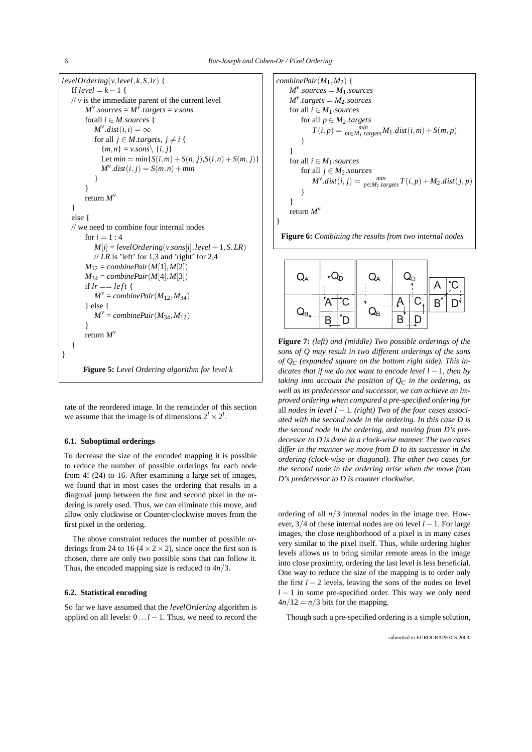```
levelOrdering(v, level, k, S, lr) {
   If level = k − 1 {
   // v is the immediate parent of the current level
      M^v.sources = M^v.targets = v.sons
      forall i ∈ M.sources {
         M^v.dist(i, i) = ∞
         for all j ∈ M.targets, j ≠ i {
            {m, n} = v.sons \ {i, j}
            Let min = min{S(i,m) + S(n, j), S(i,n) + S(m, j)}
            M^v.dist(i, j) = S(m,n) + min
         }
      }
      return M^v
   }
   else {
   // we need to combine four internal nodes
      for i = 1 : 4
         M[i] = levelOrdering(v.sons[i], level + 1, S, LR)
         // LR is 'left' for 1,3 and 'right' for 2,4
      M12 = combinePair(M[1], M[2])
      M34 = combinePair(M[4], M[3])
      if lr == left {
         M^v = combinePair(M12, M34)
      } else {
         M^v = combinePair(M34, M12)
      }
      return M^v
   }
}
```

**Figure 5:** *Level Ordering algorithm for level k*

```
combinePair(M1, M2) {
   M^v.sources = M1.sources
   M^v.targets = M2.sources
   for all i ∈ M1.sources
      for all p ∈ M2.targets
         T(i, p) = min_{m ∈ M1.targets} M1.dist(i, m) + S(m, p)
      }
   }
   for all i ∈ M1.sources
      for all j ∈ M2.sources
         M^v.dist(i, j) = min_{p ∈ M2.targets} T(i, p) + M2.dist(j, p)
      }
   }
   return M^v
}
```

**Figure 6:** *Combining the results from two internal nodes*

**Figure 7:** *(left) and (middle) Two possible orderings of the sons of Q may result in two different orderings of the sons of $Q_C$ (expanded square on the bottom right side). This indicates that if we do not want to encode level $l-1$, then by taking into account the position of $Q_C$ in the ordering, as well as its predecessor and successor, we can achieve an improved ordering when compared a pre-specified ordering for* all *nodes in level $l-1$. (right) Two of the four cases associated with the second node in the ordering. In this case D is the second node in the ordering, and moving from D's predecessor to D is done in a clock-wise manner. The two cases differ in the manner we move from D to its successor in the ordering (clock-wise or diagonal). The other two cases for the second node in the ordering arise when the move from D's predecessor to D is counter clockwise.*

rate of the reordered image. In the remainder of this section we assume that the image is of dimensions $2^l \times 2^l$.

### 6.1. Suboptimal orderings

To decrease the size of the encoded mapping it is possible to reduce the number of possible orderings for each node from 4! (24) to 16. After examining a large set of images, we found that in most cases the ordering that results in a diagonal jump between the first and second pixel in the ordering is rarely used. Thus, we can eliminate this move, and allow only clockwise or Counter-clockwise moves from the first pixel in the ordering.

The above constraint reduces the number of possible orderings from 24 to 16 ($4 \times 2 \times 2$), since once the first son is chosen, there are only two possible sons that can follow it. Thus, the encoded mapping size is reduced to $4n/3$.

### 6.2. Statistical encoding

So far we have assumed that the *levelOrdering* algorithm is applied on all levels: $0 \dots l-1$. Thus, we need to record the ordering of all $n/3$ internal nodes in the image tree. However, $3/4$ of these internal nodes are on level $l-1$. For large images, the close neighborhood of a pixel is in many cases very similar to the pixel itself. Thus, while ordering higher levels allows us to bring similar remote areas in the image into close proximity, ordering the last level is less beneficial. One way to reduce the size of the mapping is to order only the first $l-2$ levels, leaving the sons of the nodes on level $l-1$ in some pre-specified order. This way we only need $4n/12 = n/3$ bits for the mapping.

Though such a pre-specified ordering is a simple solution,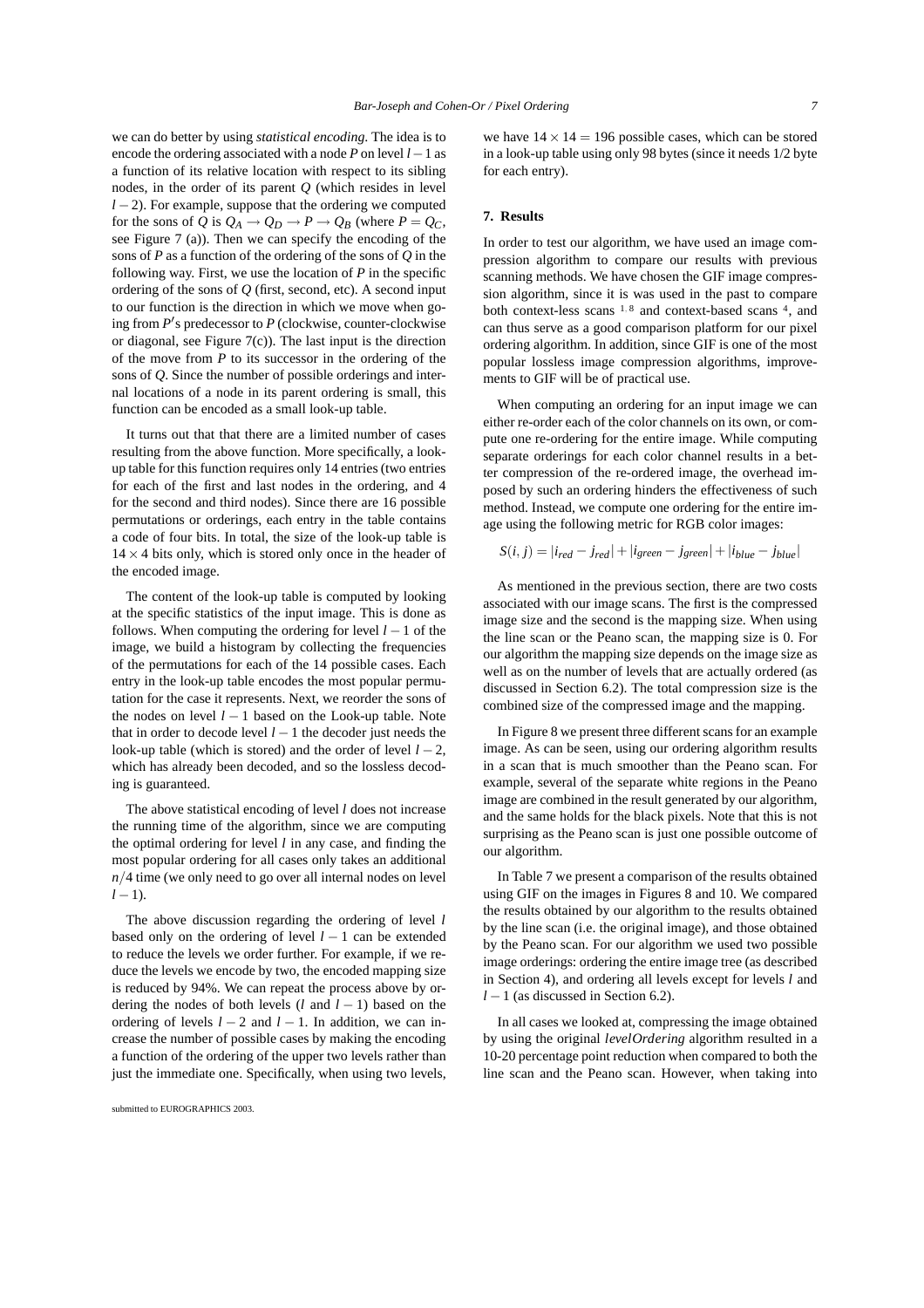we can do better by using *statistical encoding*. The idea is to encode the ordering associated with a node $P$ on level $l-1$ as a function of its relative location with respect to its sibling nodes, in the order of its parent $Q$ (which resides in level $l-2$). For example, suppose that the ordering we computed for the sons of $Q$ is $Q_A \rightarrow Q_D \rightarrow P \rightarrow Q_B$ (where $P = Q_C$, see Figure 7 (a)). Then we can specify the encoding of the sons of $P$ as a function of the ordering of the sons of $Q$ in the following way. First, we use the location of $P$ in the specific ordering of the sons of $Q$ (first, second, etc). A second input to our function is the direction in which we move when going from $P'$s predecessor to $P$ (clockwise, counter-clockwise or diagonal, see Figure 7(c)). The last input is the direction of the move from $P$ to its successor in the ordering of the sons of $Q$. Since the number of possible orderings and internal locations of a node in its parent ordering is small, this function can be encoded as a small look-up table.

It turns out that that there are a limited number of cases resulting from the above function. More specifically, a look-up table for this function requires only 14 entries (two entries for each of the first and last nodes in the ordering, and 4 for the second and third nodes). Since there are 16 possible permutations or orderings, each entry in the table contains a code of four bits. In total, the size of the look-up table is $14 \times 4$ bits only, which is stored only once in the header of the encoded image.

The content of the look-up table is computed by looking at the specific statistics of the input image. This is done as follows. When computing the ordering for level $l-1$ of the image, we build a histogram by collecting the frequencies of the permutations for each of the 14 possible cases. Each entry in the look-up table encodes the most popular permutation for the case it represents. Next, we reorder the sons of the nodes on level $l-1$ based on the Look-up table. Note that in order to decode level $l-1$ the decoder just needs the look-up table (which is stored) and the order of level $l-2$, which has already been decoded, and so the lossless decoding is guaranteed.

The above statistical encoding of level $l$ does not increase the running time of the algorithm, since we are computing the optimal ordering for level $l$ in any case, and finding the most popular ordering for all cases only takes an additional $n/4$ time (we only need to go over all internal nodes on level $l-1$).

The above discussion regarding the ordering of level $l$ based only on the ordering of level $l-1$ can be extended to reduce the levels we order further. For example, if we reduce the levels we encode by two, the encoded mapping size is reduced by 94%. We can repeat the process above by ordering the nodes of both levels ($l$ and $l-1$) based on the ordering of levels $l-2$ and $l-1$. In addition, we can increase the number of possible cases by making the encoding a function of the ordering of the upper two levels rather than just the immediate one. Specifically, when using two levels, we have $14 \times 14 = 196$ possible cases, which can be stored in a look-up table using only 98 bytes (since it needs 1/2 byte for each entry).

## 7. Results

In order to test our algorithm, we have used an image compression algorithm to compare our results with previous scanning methods. We have chosen the GIF image compression algorithm, since it is was used in the past to compare both context-less scans [1,8] and context-based scans [4], and can thus serve as a good comparison platform for our pixel ordering algorithm. In addition, since GIF is one of the most popular lossless image compression algorithms, improvements to GIF will be of practical use.

When computing an ordering for an input image we can either re-order each of the color channels on its own, or compute one re-ordering for the entire image. While computing separate orderings for each color channel results in a better compression of the re-ordered image, the overhead imposed by such an ordering hinders the effectiveness of such method. Instead, we compute one ordering for the entire image using the following metric for RGB color images:

$$S(i, j) = |i_{red} - j_{red}| + |i_{green} - j_{green}| + |i_{blue} - j_{blue}|$$

As mentioned in the previous section, there are two costs associated with our image scans. The first is the compressed image size and the second is the mapping size. When using the line scan or the Peano scan, the mapping size is 0. For our algorithm the mapping size depends on the image size as well as on the number of levels that are actually ordered (as discussed in Section 6.2). The total compression size is the combined size of the compressed image and the mapping.

In Figure 8 we present three different scans for an example image. As can be seen, using our ordering algorithm results in a scan that is much smoother than the Peano scan. For example, several of the separate white regions in the Peano image are combined in the result generated by our algorithm, and the same holds for the black pixels. Note that this is not surprising as the Peano scan is just one possible outcome of our algorithm.

In Table 7 we present a comparison of the results obtained using GIF on the images in Figures 8 and 10. We compared the results obtained by our algorithm to the results obtained by the line scan (i.e. the original image), and those obtained by the Peano scan. For our algorithm we used two possible image orderings: ordering the entire image tree (as described in Section 4), and ordering all levels except for levels $l$ and $l-1$ (as discussed in Section 6.2).

In all cases we looked at, compressing the image obtained by using the original *levelOrdering* algorithm resulted in a 10-20 percentage point reduction when compared to both the line scan and the Peano scan. However, when taking into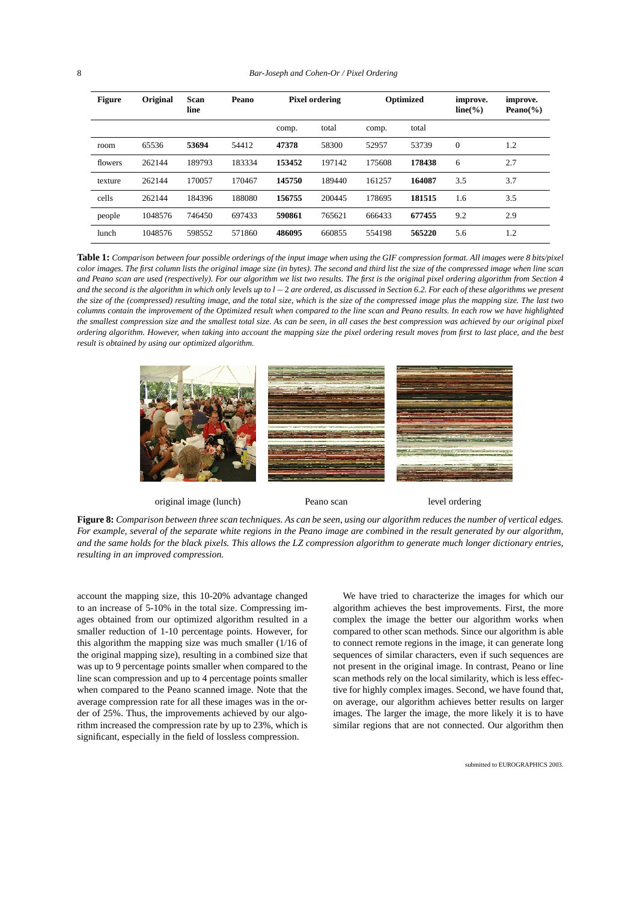| Figure | Original | Scan line | Peano | Pixel ordering | | Optimized | | improve. line(%) | improve. Peano(%) |
|---|---|---|---|---|---|---|---|---|---|
| | | | | comp. | total | comp. | total | | |
| room | 65536 | **53694** | 54412 | **47378** | 58300 | 52957 | 53739 | 0 | 1.2 |
| flowers | 262144 | 189793 | 183334 | **153452** | 197142 | 175608 | **178438** | 6 | 2.7 |
| texture | 262144 | 170057 | 170467 | **145750** | 189440 | 161257 | **164087** | 3.5 | 3.7 |
| cells | 262144 | 184396 | 188080 | **156755** | 200445 | 178695 | **181515** | 1.6 | 3.5 |
| people | 1048576 | 746450 | 697433 | **590861** | 765621 | 666433 | **677455** | 9.2 | 2.9 |
| lunch | 1048576 | 598552 | 571860 | **486095** | 660855 | 554198 | **565220** | 5.6 | 1.2 |

**Table 1:** *Comparison between four possible orderings of the input image when using the GIF compression format. All images were 8 bits/pixel color images. The first column lists the original image size (in bytes). The second and third list the size of the compressed image when line scan and Peano scan are used (respectively). For our algorithm we list two results. The first is the original pixel ordering algorithm from Section 4 and the second is the algorithm in which only levels up to $l-2$ are ordered, as discussed in Section 6.2. For each of these algorithms we present the size of the (compressed) resulting image, and the total size, which is the size of the compressed image plus the mapping size. The last two columns contain the improvement of the Optimized result when compared to the line scan and Peano results. In each row we have highlighted the smallest compression size and the smallest total size. As can be seen, in all cases the best compression was achieved by our original pixel ordering algorithm. However, when taking into account the mapping size the pixel ordering result moves from first to last place, and the best result is obtained by using our optimized algorithm.*

original image (lunch) | Peano scan | level ordering

**Figure 8:** *Comparison between three scan techniques. As can be seen, using our algorithm reduces the number of vertical edges. For example, several of the separate white regions in the Peano image are combined in the result generated by our algorithm, and the same holds for the black pixels. This allows the LZ compression algorithm to generate much longer dictionary entries, resulting in an improved compression.*

account the mapping size, this 10-20% advantage changed to an increase of 5-10% in the total size. Compressing images obtained from our optimized algorithm resulted in a smaller reduction of 1-10 percentage points. However, for this algorithm the mapping size was much smaller (1/16 of the original mapping size), resulting in a combined size that was up to 9 percentage points smaller when compared to the line scan compression and up to 4 percentage points smaller when compared to the Peano scanned image. Note that the average compression rate for all these images was in the order of 25%. Thus, the improvements achieved by our algorithm increased the compression rate by up to 23%, which is significant, especially in the field of lossless compression.

We have tried to characterize the images for which our algorithm achieves the best improvements. First, the more complex the image the better our algorithm works when compared to other scan methods. Since our algorithm is able to connect remote regions in the image, it can generate long sequences of similar characters, even if such sequences are not present in the original image. In contrast, Peano or line scan methods rely on the local similarity, which is less effective for highly complex images. Second, we have found that, on average, our algorithm achieves better results on larger images. The larger the image, the more likely it is to have similar regions that are not connected. Our algorithm then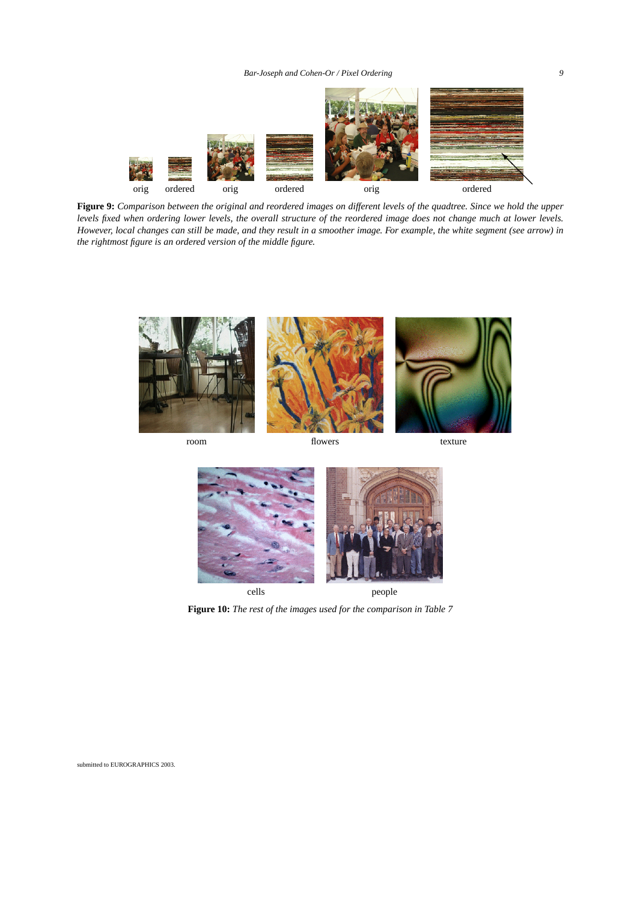orig ordered orig ordered orig ordered

**Figure 9:** *Comparison between the original and reordered images on different levels of the quadtree. Since we hold the upper levels fixed when ordering lower levels, the overall structure of the reordered image does not change much at lower levels. However, local changes can still be made, and they result in a smoother image. For example, the white segment (see arrow) in the rightmost figure is an ordered version of the middle figure.*

room flowers texture

cells people

**Figure 10:** *The rest of the images used for the comparison in Table 7*

submitted to EUROGRAPHICS 2003.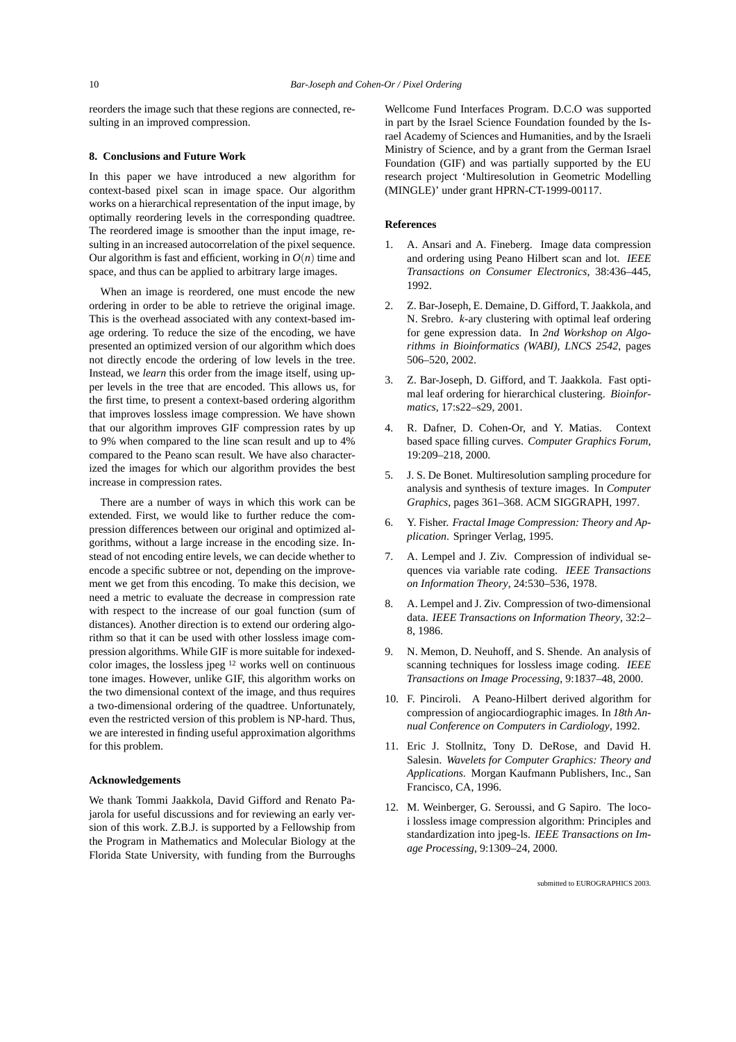reorders the image such that these regions are connected, resulting in an improved compression.

### 8. Conclusions and Future Work

In this paper we have introduced a new algorithm for context-based pixel scan in image space. Our algorithm works on a hierarchical representation of the input image, by optimally reordering levels in the corresponding quadtree. The reordered image is smoother than the input image, resulting in an increased autocorrelation of the pixel sequence. Our algorithm is fast and efficient, working in $O(n)$ time and space, and thus can be applied to arbitrary large images.

When an image is reordered, one must encode the new ordering in order to be able to retrieve the original image. This is the overhead associated with any context-based image ordering. To reduce the size of the encoding, we have presented an optimized version of our algorithm which does not directly encode the ordering of low levels in the tree. Instead, we *learn* this order from the image itself, using upper levels in the tree that are encoded. This allows us, for the first time, to present a context-based ordering algorithm that improves lossless image compression. We have shown that our algorithm improves GIF compression rates by up to 9% when compared to the line scan result and up to 4% compared to the Peano scan result. We have also characterized the images for which our algorithm provides the best increase in compression rates.

There are a number of ways in which this work can be extended. First, we would like to further reduce the compression differences between our original and optimized algorithms, without a large increase in the encoding size. Instead of not encoding entire levels, we can decide whether to encode a specific subtree or not, depending on the improvement we get from this encoding. To make this decision, we need a metric to evaluate the decrease in compression rate with respect to the increase of our goal function (sum of distances). Another direction is to extend our ordering algorithm so that it can be used with other lossless image compression algorithms. While GIF is more suitable for indexed-color images, the lossless jpeg [12] works well on continuous tone images. However, unlike GIF, this algorithm works on the two dimensional context of the image, and thus requires a two-dimensional ordering of the quadtree. Unfortunately, even the restricted version of this problem is NP-hard. Thus, we are interested in finding useful approximation algorithms for this problem.

### Acknowledgements

We thank Tommi Jaakkola, David Gifford and Renato Pajarola for useful discussions and for reviewing an early version of this work. Z.B.J. is supported by a Fellowship from the Program in Mathematics and Molecular Biology at the Florida State University, with funding from the Burroughs Wellcome Fund Interfaces Program. D.C.O was supported in part by the Israel Science Foundation founded by the Israel Academy of Sciences and Humanities, and by the Israeli Ministry of Science, and by a grant from the German Israel Foundation (GIF) and was partially supported by the EU research project 'Multiresolution in Geometric Modelling (MINGLE)' under grant HPRN-CT-1999-00117.

### References

1. A. Ansari and A. Fineberg. Image data compression and ordering using Peano Hilbert scan and lot. *IEEE Transactions on Consumer Electronics*, 38:436–445, 1992.
2. Z. Bar-Joseph, E. Demaine, D. Gifford, T. Jaakkola, and N. Srebro. *k*-ary clustering with optimal leaf ordering for gene expression data. In *2nd Workshop on Algorithms in Bioinformatics (WABI), LNCS 2542*, pages 506–520, 2002.
3. Z. Bar-Joseph, D. Gifford, and T. Jaakkola. Fast optimal leaf ordering for hierarchical clustering. *Bioinformatics*, 17:s22–s29, 2001.
4. R. Dafner, D. Cohen-Or, and Y. Matias. Context based space filling curves. *Computer Graphics Forum*, 19:209–218, 2000.
5. J. S. De Bonet. Multiresolution sampling procedure for analysis and synthesis of texture images. In *Computer Graphics*, pages 361–368. ACM SIGGRAPH, 1997.
6. Y. Fisher. *Fractal Image Compression: Theory and Application*. Springer Verlag, 1995.
7. A. Lempel and J. Ziv. Compression of individual sequences via variable rate coding. *IEEE Transactions on Information Theory*, 24:530–536, 1978.
8. A. Lempel and J. Ziv. Compression of two-dimensional data. *IEEE Transactions on Information Theory*, 32:2–8, 1986.
9. N. Memon, D. Neuhoff, and S. Shende. An analysis of scanning techniques for lossless image coding. *IEEE Transactions on Image Processing*, 9:1837–48, 2000.
10. F. Pinciroli. A Peano-Hilbert derived algorithm for compression of angiocardiographic images. In *18th Annual Conference on Computers in Cardiology*, 1992.
11. Eric J. Stollnitz, Tony D. DeRose, and David H. Salesin. *Wavelets for Computer Graphics: Theory and Applications*. Morgan Kaufmann Publishers, Inc., San Francisco, CA, 1996.
12. M. Weinberger, G. Seroussi, and G Sapiro. The loco-i lossless image compression algorithm: Principles and standardization into jpeg-ls. *IEEE Transactions on Image Processing*, 9:1309–24, 2000.